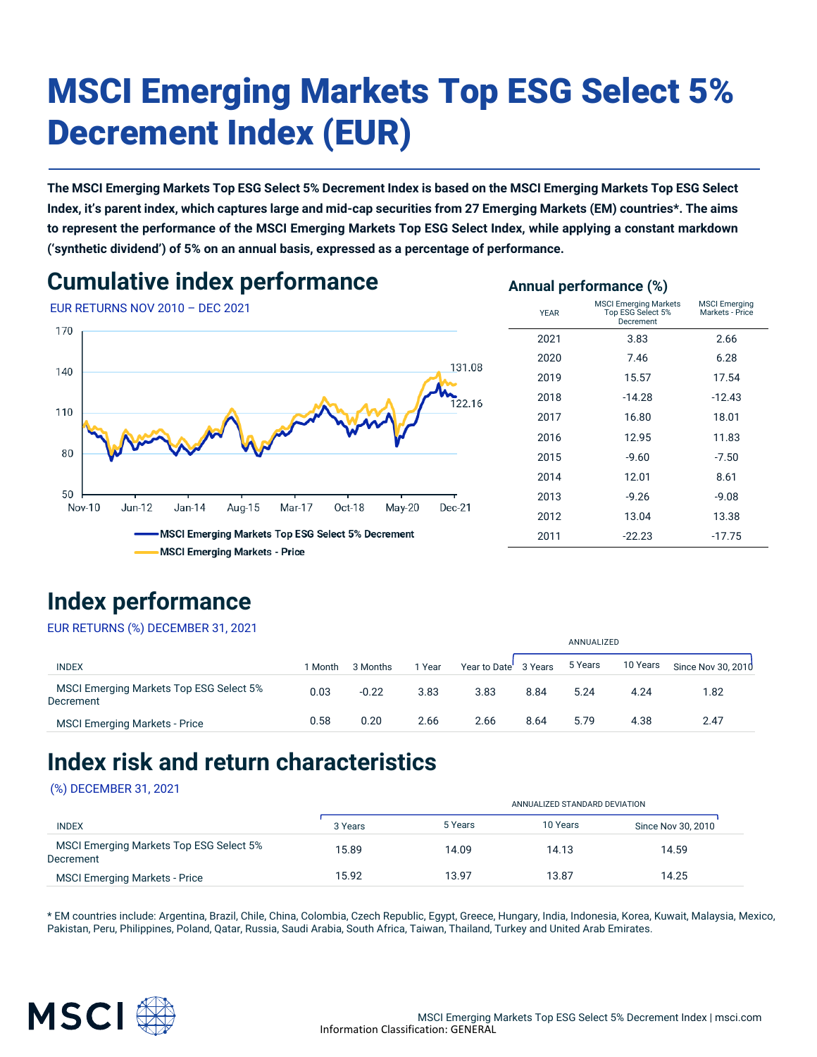# MSCI Emerging Markets Top ESG Select 5% Decrement Index (EUR)

**The MSCI Emerging Markets Top ESG Select 5% Decrement Index is based on the MSCI Emerging Markets Top ESG Select Index, it's parent index, which captures large and mid-cap securities from 27 Emerging Markets (EM) countries*. The aims to represent the performance of the MSCI Emerging Markets Top ESG Select Index, while applying a constant markdown ('synthetic dividend') of 5% on an annual basis, expressed as a percentage of performance.**

## Cumulative index performance

EUR RETURNS NOV 2010 – DEC 2021

170
140
110
80
50

Nov-10 Jun-12 Jan-14 Aug-15 Mar-17 Oct-18 May-20 Dec-21

131.08
122.16

MSCI Emerging Markets Top ESG Select 5% Decrement
MSCI Emerging Markets - Price

## Annual performance (%)

| YEAR | MSCI Emerging Markets Top ESG Select 5% Decrement | MSCI Emerging Markets - Price |
|---|---|---|
| 2021 | 3.83 | 2.66 |
| 2020 | 7.46 | 6.28 |
| 2019 | 15.57 | 17.54 |
| 2018 | -14.28 | -12.43 |
| 2017 | 16.80 | 18.01 |
| 2016 | 12.95 | 11.83 |
| 2015 | -9.60 | -7.50 |
| 2014 | 12.01 | 8.61 |
| 2013 | -9.26 | -9.08 |
| 2012 | 13.04 | 13.38 |
| 2011 | -22.23 | -17.75 |

## Index performance

EUR RETURNS (%) DECEMBER 31, 2021

| | | | | | ANNUALIZED | | | |
|---|---|---|---|---|---|---|---|---|
| INDEX | 1 Month | 3 Months | 1 Year | Year to Date | 3 Years | 5 Years | 10 Years | Since Nov 30, 2010 |
| MSCI Emerging Markets Top ESG Select 5% Decrement | 0.03 | -0.22 | 3.83 | 3.83 | 8.84 | 5.24 | 4.24 | 1.82 |
| MSCI Emerging Markets - Price | 0.58 | 0.20 | 2.66 | 2.66 | 8.64 | 5.79 | 4.38 | 2.47 |

## Index risk and return characteristics

(%) DECEMBER 31, 2021

| | ANNUALIZED STANDARD DEVIATION | | | |
|---|---|---|---|---|
| INDEX | 3 Years | 5 Years | 10 Years | Since Nov 30, 2010 |
| MSCI Emerging Markets Top ESG Select 5% Decrement | 15.89 | 14.09 | 14.13 | 14.59 |
| MSCI Emerging Markets - Price | 15.92 | 13.97 | 13.87 | 14.25 |

* EM countries include: Argentina, Brazil, Chile, China, Colombia, Czech Republic, Egypt, Greece, Hungary, India, Indonesia, Korea, Kuwait, Malaysia, Mexico, Pakistan, Peru, Philippines, Poland, Qatar, Russia, Saudi Arabia, South Africa, Taiwan, Thailand, Turkey and United Arab Emirates.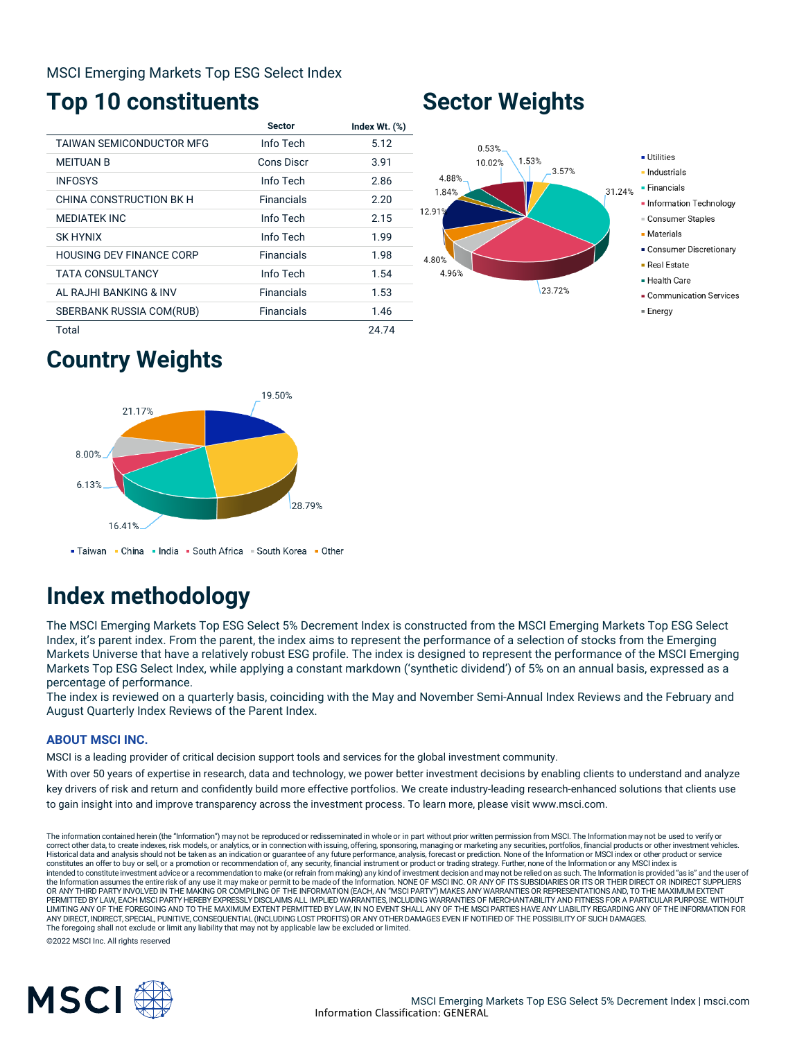MSCI Emerging Markets Top ESG Select Index

## Top 10 constituents

| | Sector | Index Wt. (%) |
|---|---|---|
| TAIWAN SEMICONDUCTOR MFG | Info Tech | 5.12 |
| MEITUAN B | Cons Discr | 3.91 |
| INFOSYS | Info Tech | 2.86 |
| CHINA CONSTRUCTION BK H | Financials | 2.20 |
| MEDIATEK INC | Info Tech | 2.15 |
| SK HYNIX | Info Tech | 1.99 |
| HOUSING DEV FINANCE CORP | Financials | 1.98 |
| TATA CONSULTANCY | Info Tech | 1.54 |
| AL RAJHI BANKING & INV | Financials | 1.53 |
| SBERBANK RUSSIA COM(RUB) | Financials | 1.46 |
| Total | | 24.74 |

## Sector Weights

0.53%
10.02%
1.53%
3.57%
4.88%
1.84%
31.24%
12.91%
4.80%
4.96%
23.72%

Utilities
Industrials
Financials
Information Technology
Consumer Staples
Materials
Consumer Discretionary
Real Estate
Health Care
Communication Services
Energy

## Country Weights

19.50%
21.17%
8.00%
6.13%
16.41%
28.79%

Taiwan
China
India
South Africa
South Korea
Other

# Index methodology

The MSCI Emerging Markets Top ESG Select 5% Decrement Index is constructed from the MSCI Emerging Markets Top ESG Select Index, it's parent index. From the parent, the index aims to represent the performance of a selection of stocks from the Emerging Markets Universe that have a relatively robust ESG profile. The index is designed to represent the performance of the MSCI Emerging Markets Top ESG Select Index, while applying a constant markdown ('synthetic dividend') of 5% on an annual basis, expressed as a percentage of performance.
The index is reviewed on a quarterly basis, coinciding with the May and November Semi-Annual Index Reviews and the February and August Quarterly Index Reviews of the Parent Index.

### ABOUT MSCI INC.

MSCI is a leading provider of critical decision support tools and services for the global investment community.

With over 50 years of expertise in research, data and technology, we power better investment decisions by enabling clients to understand and analyze key drivers of risk and return and confidently build more effective portfolios. We create industry-leading research-enhanced solutions that clients use to gain insight into and improve transparency across the investment process. To learn more, please visit www.msci.com.

The information contained herein (the "Information") may not be reproduced or redisseminated in whole or in part without prior written permission from MSCI. The Information may not be used to verify or correct other data, to create indexes, risk models, or analytics, or in connection with issuing, offering, sponsoring, managing or marketing any securities, portfolios, financial products or other investment vehicles. Historical data and analysis should not be taken as an indication or guarantee of any future performance, analysis, forecast or prediction. None of the Information or MSCI index or other product or service constitutes an offer to buy or sell, or a promotion or recommendation of, any security, financial instrument or product or trading strategy. Further, none of the Information or any MSCI index is intended to constitute investment advice or a recommendation to make (or refrain from making) any kind of investment decision and may not be relied on as such. The Information is provided "as is" and the user of the Information assumes the entire risk of any use it may make or permit to be made of the Information. NONE OF MSCI INC. OR ANY OF ITS SUBSIDIARIES OR ITS OR THEIR DIRECT OR INDIRECT SUPPLIERS OR ANY THIRD PARTY INVOLVED IN THE MAKING OR COMPILING OF THE INFORMATION (EACH, AN "MSCI PARTY") MAKES ANY WARRANTIES OR REPRESENTATIONS AND, TO THE MAXIMUM EXTENT PERMITTED BY LAW, EACH MSCI PARTY HEREBY EXPRESSLY DISCLAIMS ALL IMPLIED WARRANTIES, INCLUDING WARRANTIES OF MERCHANTABILITY AND FITNESS FOR A PARTICULAR PURPOSE. WITHOUT LIMITING ANY OF THE FOREGOING AND TO THE MAXIMUM EXTENT PERMITTED BY LAW, IN NO EVENT SHALL ANY OF THE MSCI PARTIES HAVE ANY LIABILITY REGARDING ANY OF THE INFORMATION FOR ANY DIRECT, INDIRECT, SPECIAL, PUNITIVE, CONSEQUENTIAL (INCLUDING LOST PROFITS) OR ANY OTHER DAMAGES EVEN IF NOTIFIED OF THE POSSIBILITY OF SUCH DAMAGES. The foregoing shall not exclude or limit any liability that may not by applicable law be excluded or limited.

©2022 MSCI Inc. All rights reserved

MSCI Emerging Markets Top ESG Select 5% Decrement Index | msci.com
Information Classification: GENERAL